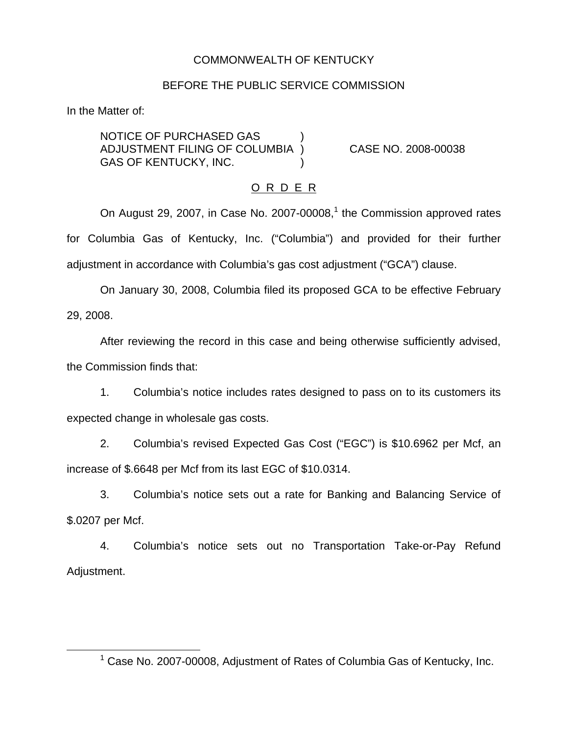COMMONWEALTH OF KENTUCKY

BEFORE THE PUBLIC SERVICE COMMISSION

In the Matter of:

| | | |
|---|---|---|
| NOTICE OF PURCHASED GAS ADJUSTMENT FILING OF COLUMBIA GAS OF KENTUCKY, INC. | ) ) ) | CASE NO. 2008-00038 |

O R D E R

On August 29, 2007, in Case No. 2007-00008,[1] the Commission approved rates for Columbia Gas of Kentucky, Inc. ("Columbia") and provided for their further adjustment in accordance with Columbia's gas cost adjustment ("GCA") clause.

On January 30, 2008, Columbia filed its proposed GCA to be effective February 29, 2008.

After reviewing the record in this case and being otherwise sufficiently advised, the Commission finds that:

1. Columbia's notice includes rates designed to pass on to its customers its expected change in wholesale gas costs.

2. Columbia's revised Expected Gas Cost ("EGC") is $10.6962 per Mcf, an increase of $.6648 per Mcf from its last EGC of $10.0314.

3. Columbia's notice sets out a rate for Banking and Balancing Service of $.0207 per Mcf.

4. Columbia's notice sets out no Transportation Take-or-Pay Refund Adjustment.

[1] Case No. 2007-00008, Adjustment of Rates of Columbia Gas of Kentucky, Inc.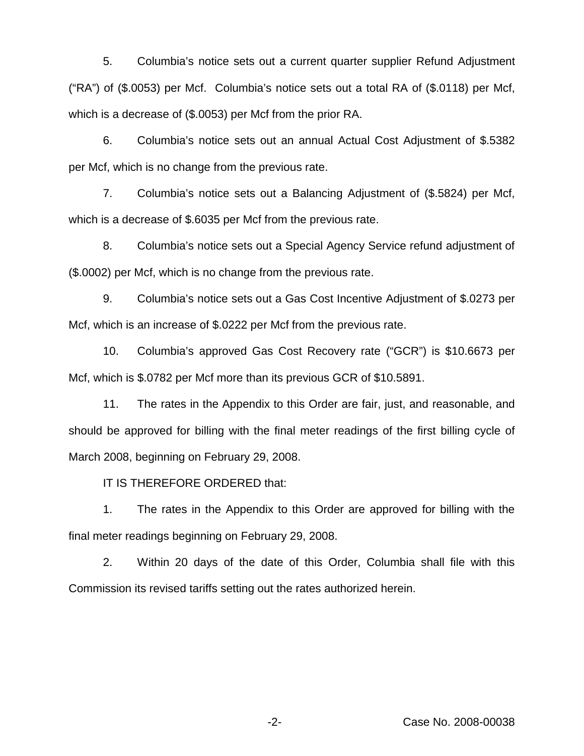5. Columbia's notice sets out a current quarter supplier Refund Adjustment ("RA") of ($.0053) per Mcf. Columbia's notice sets out a total RA of ($.0118) per Mcf, which is a decrease of ($.0053) per Mcf from the prior RA.

6. Columbia's notice sets out an annual Actual Cost Adjustment of $.5382 per Mcf, which is no change from the previous rate.

7. Columbia's notice sets out a Balancing Adjustment of ($.5824) per Mcf, which is a decrease of $.6035 per Mcf from the previous rate.

8. Columbia's notice sets out a Special Agency Service refund adjustment of ($.0002) per Mcf, which is no change from the previous rate.

9. Columbia's notice sets out a Gas Cost Incentive Adjustment of $.0273 per Mcf, which is an increase of $.0222 per Mcf from the previous rate.

10. Columbia's approved Gas Cost Recovery rate ("GCR") is $10.6673 per Mcf, which is $.0782 per Mcf more than its previous GCR of $10.5891.

11. The rates in the Appendix to this Order are fair, just, and reasonable, and should be approved for billing with the final meter readings of the first billing cycle of March 2008, beginning on February 29, 2008.

IT IS THEREFORE ORDERED that:

1. The rates in the Appendix to this Order are approved for billing with the final meter readings beginning on February 29, 2008.

2. Within 20 days of the date of this Order, Columbia shall file with this Commission its revised tariffs setting out the rates authorized herein.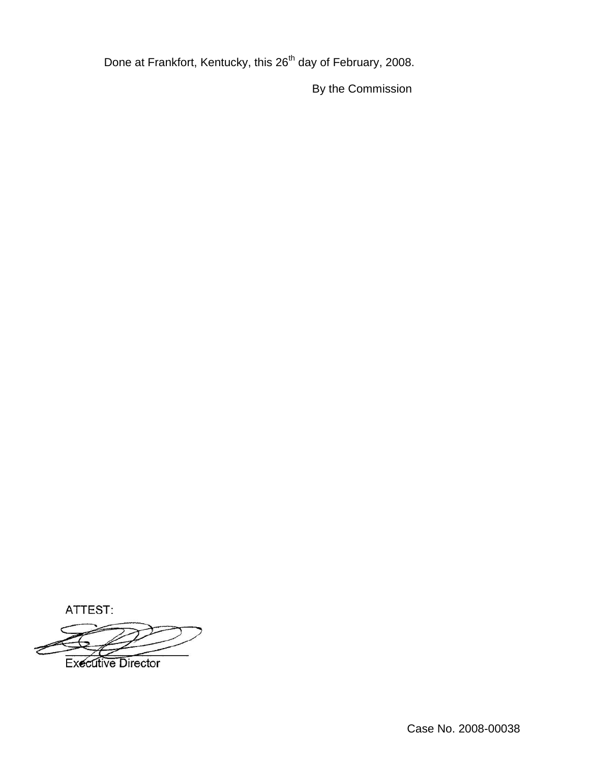Done at Frankfort, Kentucky, this 26th day of February, 2008.

By the Commission

ATTEST:

Executive Director

Case No. 2008-00038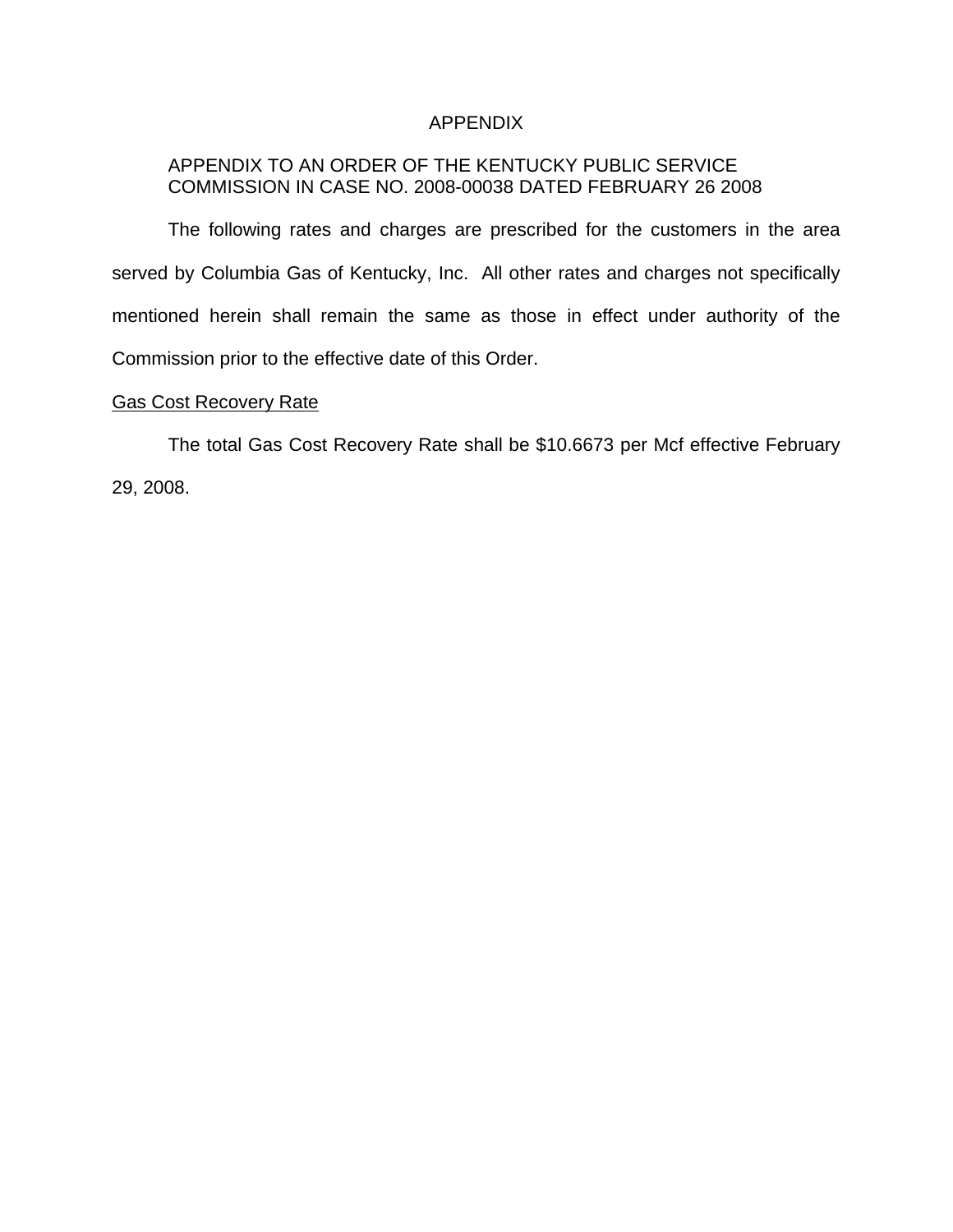# APPENDIX

APPENDIX TO AN ORDER OF THE KENTUCKY PUBLIC SERVICE COMMISSION IN CASE NO. 2008-00038 DATED FEBRUARY 26 2008

The following rates and charges are prescribed for the customers in the area served by Columbia Gas of Kentucky, Inc. All other rates and charges not specifically mentioned herein shall remain the same as those in effect under authority of the Commission prior to the effective date of this Order.

<u>Gas Cost Recovery Rate</u>

The total Gas Cost Recovery Rate shall be $10.6673 per Mcf effective February 29, 2008.